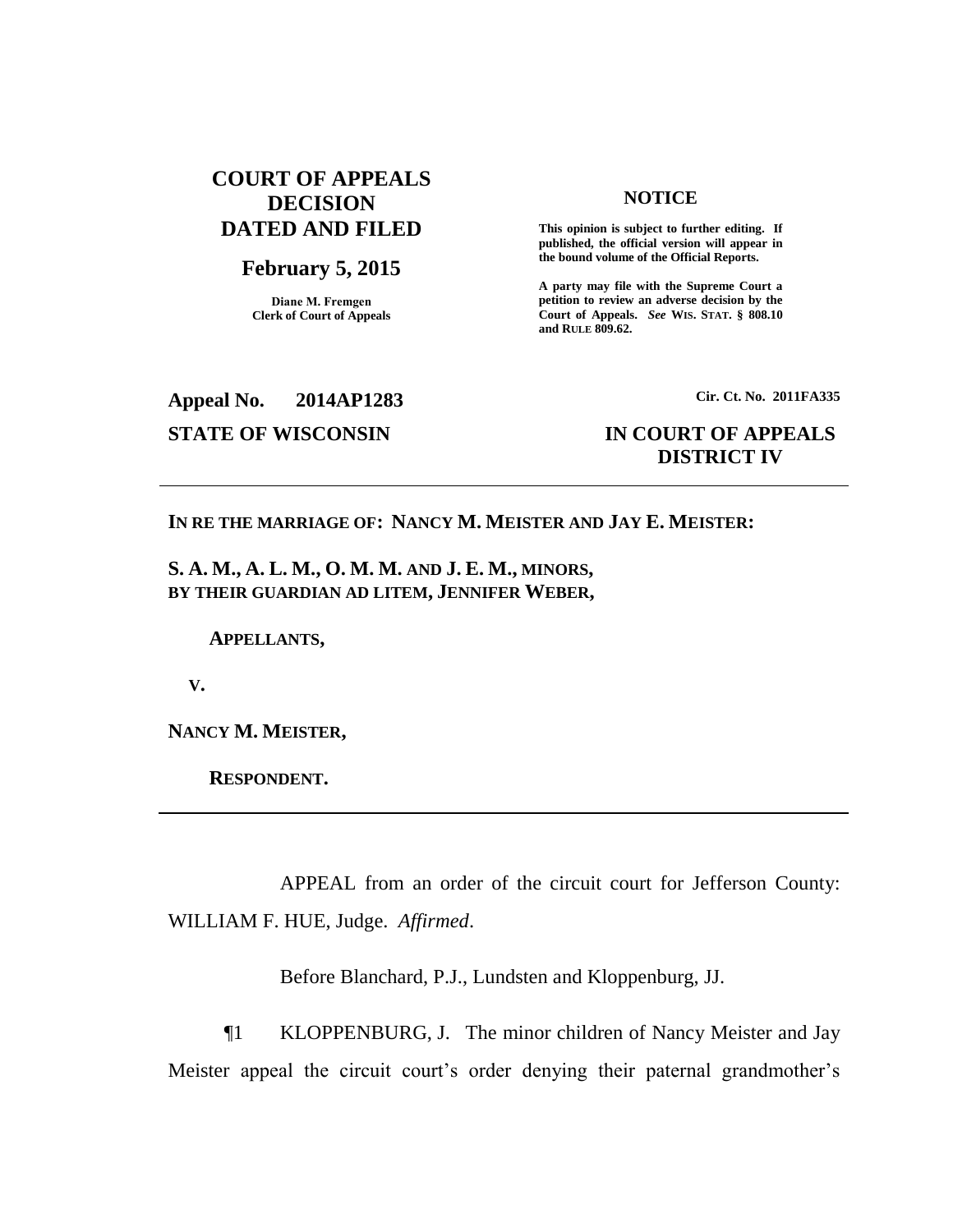**COURT OF APPEALS DECISION DATED AND FILED**

**February 5, 2015**

Diane M. Fremgen
Clerk of Court of Appeals

**NOTICE**

**This opinion is subject to further editing. If published, the official version will appear in the bound volume of the Official Reports.**

**A party may file with the Supreme Court a petition to review an adverse decision by the Court of Appeals.** ***See*** **WIS. STAT. § 808.10 and RULE 809.62.**

**Appeal No. 2014AP1283** Cir. Ct. No. 2011FA335

**STATE OF WISCONSIN** **IN COURT OF APPEALS DISTRICT IV**

---

**IN RE THE MARRIAGE OF: NANCY M. MEISTER AND JAY E. MEISTER:**

**S. A. M., A. L. M., O. M. M. AND J. E. M., MINORS, BY THEIR GUARDIAN AD LITEM, JENNIFER WEBER,**

**APPELLANTS,**

**V.**

**NANCY M. MEISTER,**

**RESPONDENT.**

---

APPEAL from an order of the circuit court for Jefferson County: WILLIAM F. HUE, Judge. *Affirmed*.

Before Blanchard, P.J., Lundsten and Kloppenburg, JJ.

¶1 KLOPPENBURG, J. The minor children of Nancy Meister and Jay Meister appeal the circuit court's order denying their paternal grandmother's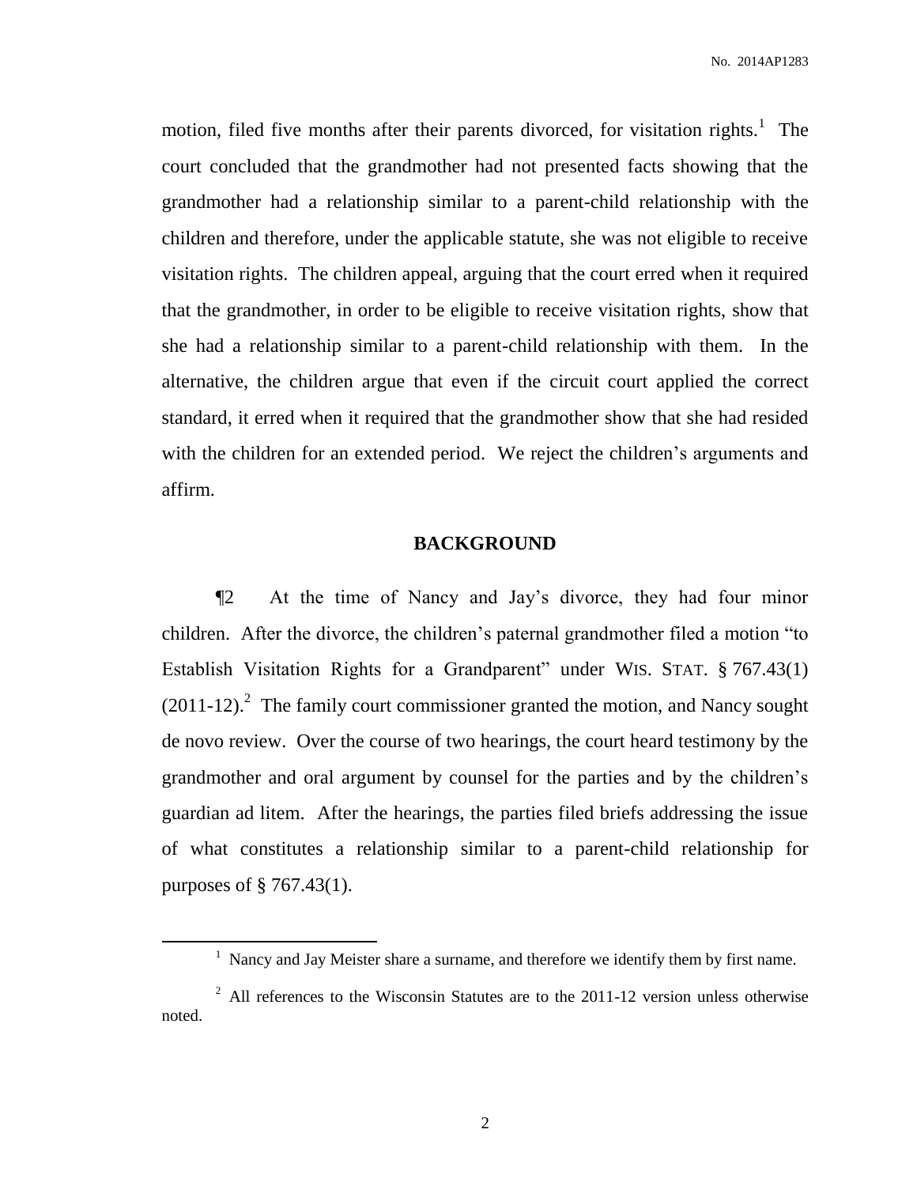motion, filed five months after their parents divorced, for visitation rights.[1] The court concluded that the grandmother had not presented facts showing that the grandmother had a relationship similar to a parent-child relationship with the children and therefore, under the applicable statute, she was not eligible to receive visitation rights. The children appeal, arguing that the court erred when it required that the grandmother, in order to be eligible to receive visitation rights, show that she had a relationship similar to a parent-child relationship with them. In the alternative, the children argue that even if the circuit court applied the correct standard, it erred when it required that the grandmother show that she had resided with the children for an extended period. We reject the children's arguments and affirm.

## BACKGROUND

¶2 At the time of Nancy and Jay's divorce, they had four minor children. After the divorce, the children's paternal grandmother filed a motion "to Establish Visitation Rights for a Grandparent" under WIS. STAT. § 767.43(1) (2011-12).[2] The family court commissioner granted the motion, and Nancy sought de novo review. Over the course of two hearings, the court heard testimony by the grandmother and oral argument by counsel for the parties and by the children's guardian ad litem. After the hearings, the parties filed briefs addressing the issue of what constitutes a relationship similar to a parent-child relationship for purposes of § 767.43(1).

---

[1] Nancy and Jay Meister share a surname, and therefore we identify them by first name.

[2] All references to the Wisconsin Statutes are to the 2011-12 version unless otherwise noted.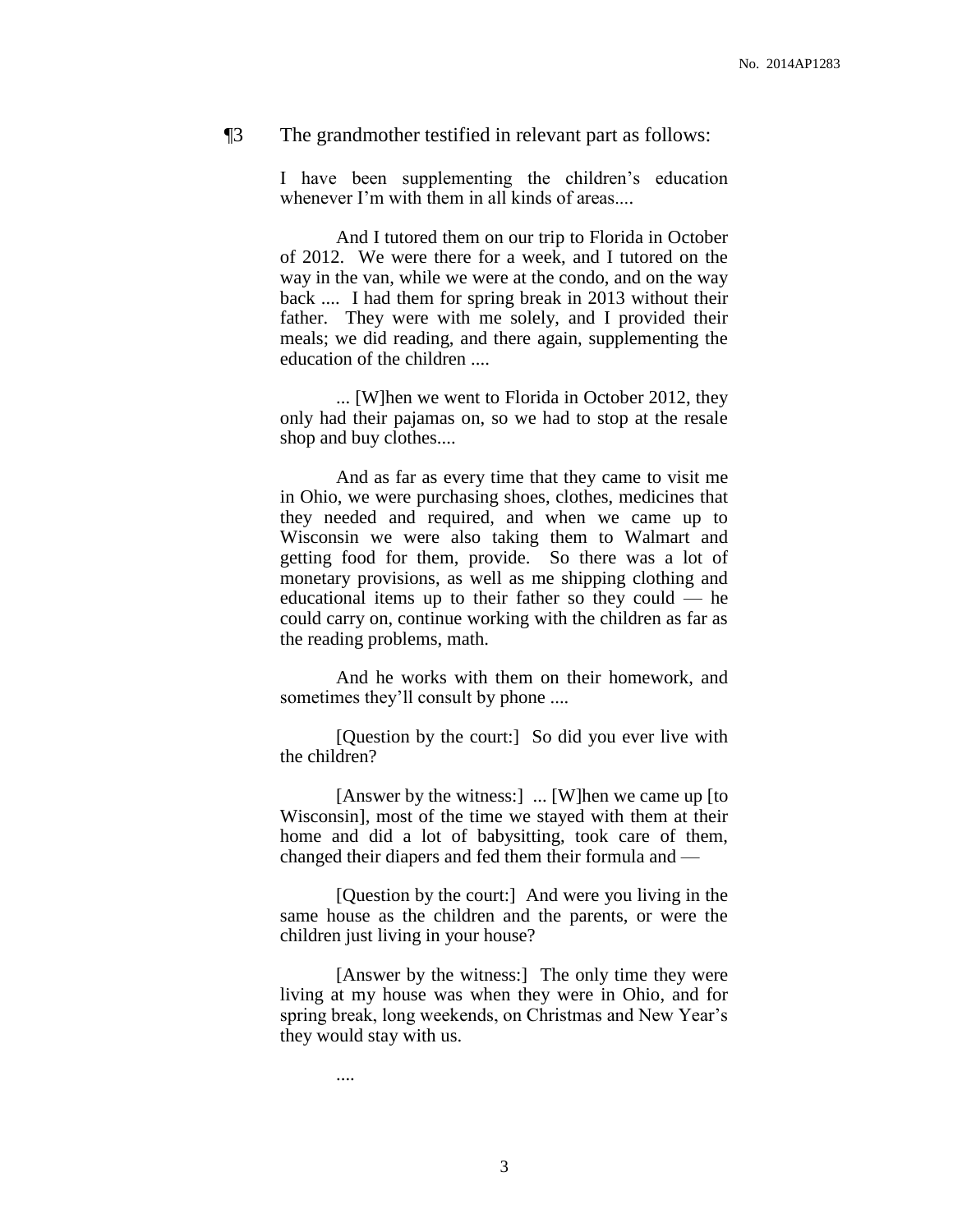¶3 The grandmother testified in relevant part as follows:

> I have been supplementing the children's education whenever I'm with them in all kinds of areas....
>
> And I tutored them on our trip to Florida in October of 2012. We were there for a week, and I tutored on the way in the van, while we were at the condo, and on the way back .... I had them for spring break in 2013 without their father. They were with me solely, and I provided their meals; we did reading, and there again, supplementing the education of the children ....
>
> ... [W]hen we went to Florida in October 2012, they only had their pajamas on, so we had to stop at the resale shop and buy clothes....
>
> And as far as every time that they came to visit me in Ohio, we were purchasing shoes, clothes, medicines that they needed and required, and when we came up to Wisconsin we were also taking them to Walmart and getting food for them, provide. So there was a lot of monetary provisions, as well as me shipping clothing and educational items up to their father so they could — he could carry on, continue working with the children as far as the reading problems, math.
>
> And he works with them on their homework, and sometimes they'll consult by phone ....
>
> [Question by the court:] So did you ever live with the children?
>
> [Answer by the witness:] ... [W]hen we came up [to Wisconsin], most of the time we stayed with them at their home and did a lot of babysitting, took care of them, changed their diapers and fed them their formula and —
>
> [Question by the court:] And were you living in the same house as the children and the parents, or were the children just living in your house?
>
> [Answer by the witness:] The only time they were living at my house was when they were in Ohio, and for spring break, long weekends, on Christmas and New Year's they would stay with us.
>
> ....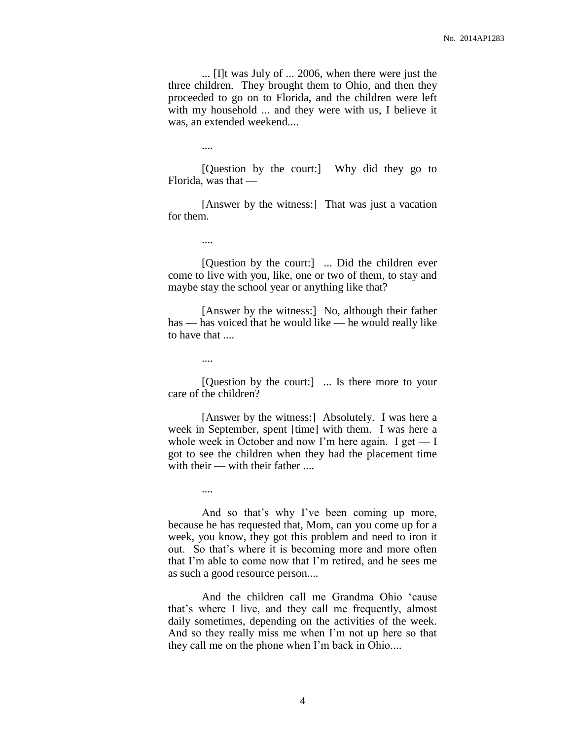... [I]t was July of ... 2006, when there were just the three children. They brought them to Ohio, and then they proceeded to go on to Florida, and the children were left with my household ... and they were with us, I believe it was, an extended weekend....

....

[Question by the court:] Why did they go to Florida, was that —

[Answer by the witness:] That was just a vacation for them.

....

[Question by the court:] ... Did the children ever come to live with you, like, one or two of them, to stay and maybe stay the school year or anything like that?

[Answer by the witness:] No, although their father has — has voiced that he would like — he would really like to have that ....

....

[Question by the court:] ... Is there more to your care of the children?

[Answer by the witness:] Absolutely. I was here a week in September, spent [time] with them. I was here a whole week in October and now I'm here again. I get — I got to see the children when they had the placement time with their — with their father ....

....

And so that's why I've been coming up more, because he has requested that, Mom, can you come up for a week, you know, they got this problem and need to iron it out. So that's where it is becoming more and more often that I'm able to come now that I'm retired, and he sees me as such a good resource person....

And the children call me Grandma Ohio 'cause that's where I live, and they call me frequently, almost daily sometimes, depending on the activities of the week. And so they really miss me when I'm not up here so that they call me on the phone when I'm back in Ohio....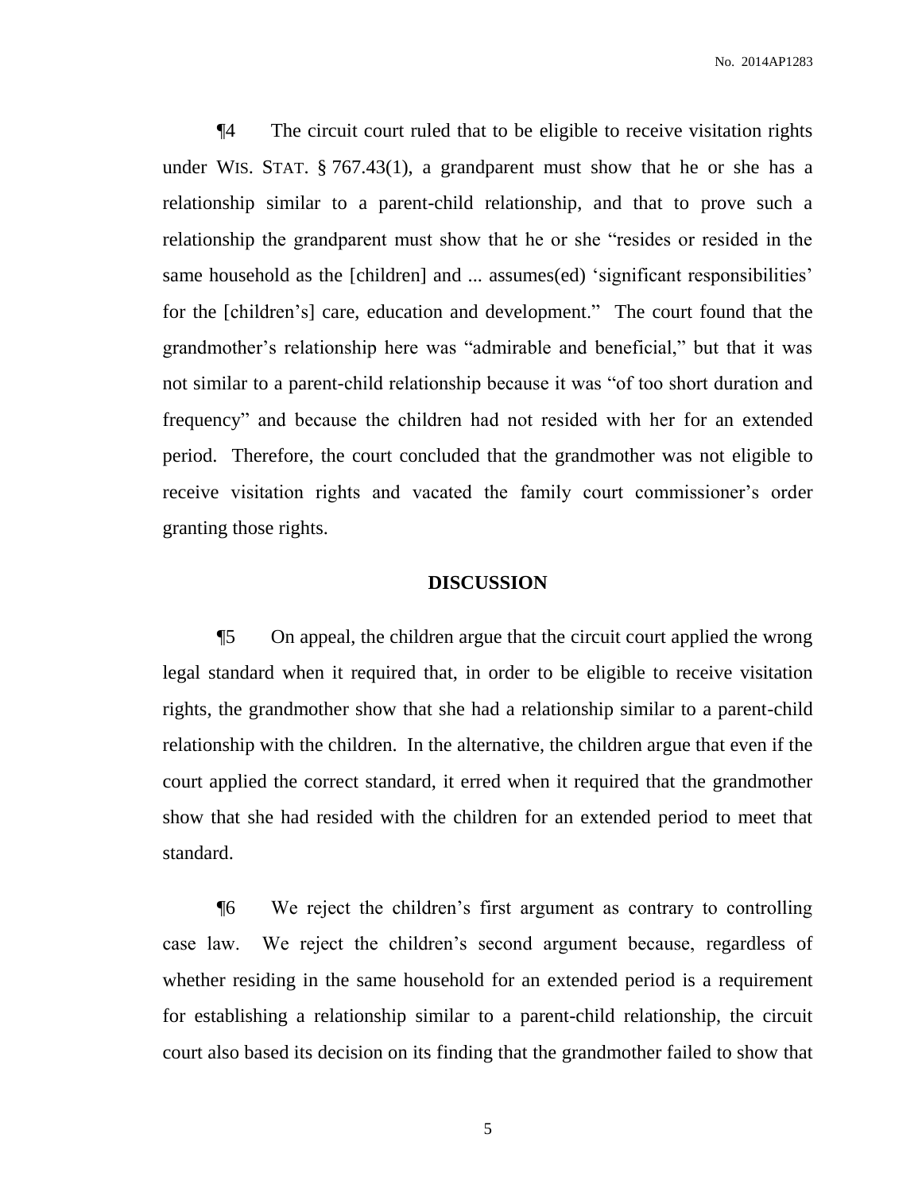¶4 The circuit court ruled that to be eligible to receive visitation rights under WIS. STAT. § 767.43(1), a grandparent must show that he or she has a relationship similar to a parent-child relationship, and that to prove such a relationship the grandparent must show that he or she "resides or resided in the same household as the [children] and ... assumes(ed) 'significant responsibilities' for the [children's] care, education and development." The court found that the grandmother's relationship here was "admirable and beneficial," but that it was not similar to a parent-child relationship because it was "of too short duration and frequency" and because the children had not resided with her for an extended period. Therefore, the court concluded that the grandmother was not eligible to receive visitation rights and vacated the family court commissioner's order granting those rights.

## DISCUSSION

¶5 On appeal, the children argue that the circuit court applied the wrong legal standard when it required that, in order to be eligible to receive visitation rights, the grandmother show that she had a relationship similar to a parent-child relationship with the children. In the alternative, the children argue that even if the court applied the correct standard, it erred when it required that the grandmother show that she had resided with the children for an extended period to meet that standard.

¶6 We reject the children's first argument as contrary to controlling case law. We reject the children's second argument because, regardless of whether residing in the same household for an extended period is a requirement for establishing a relationship similar to a parent-child relationship, the circuit court also based its decision on its finding that the grandmother failed to show that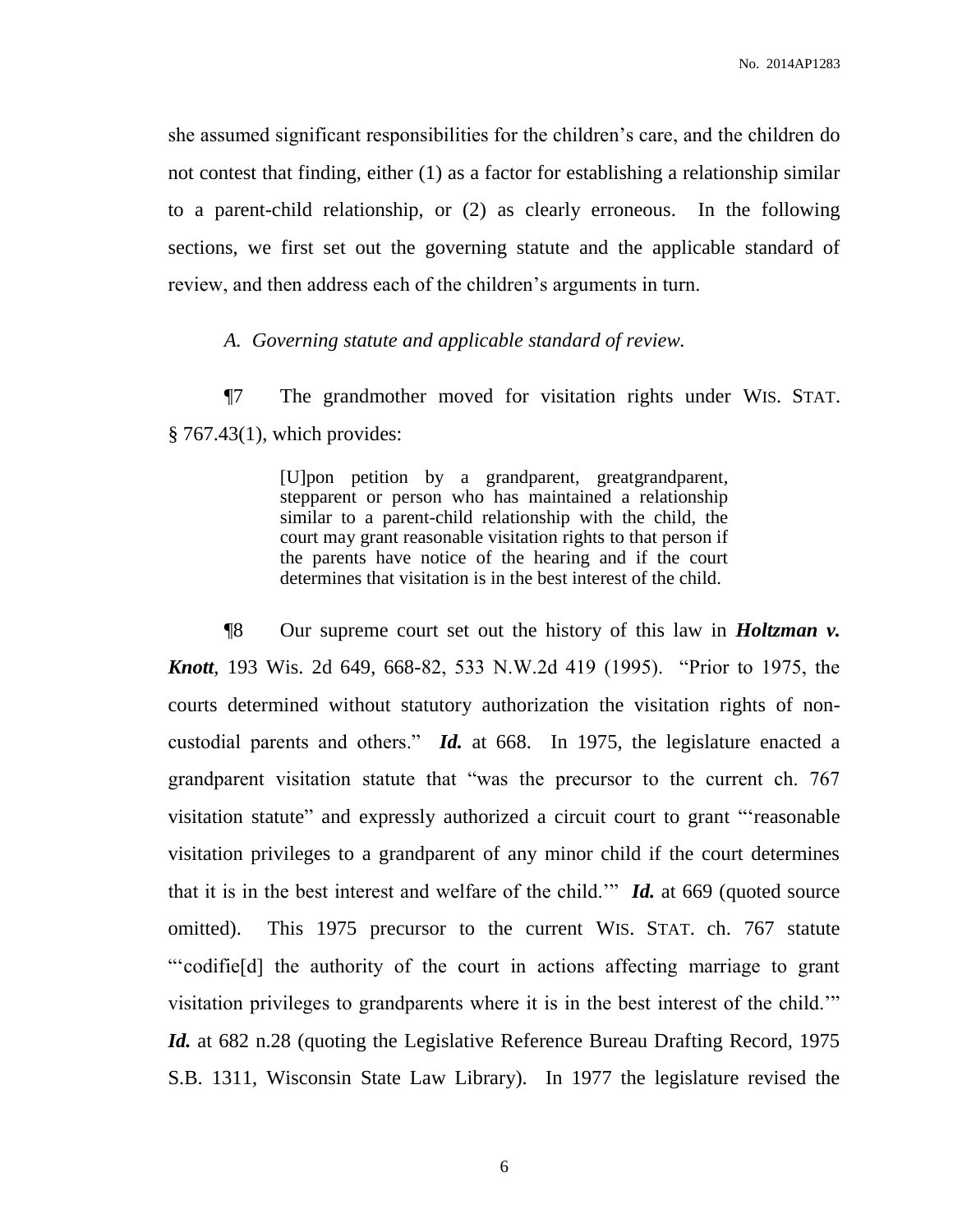she assumed significant responsibilities for the children's care, and the children do not contest that finding, either (1) as a factor for establishing a relationship similar to a parent-child relationship, or (2) as clearly erroneous. In the following sections, we first set out the governing statute and the applicable standard of review, and then address each of the children's arguments in turn.

*A. Governing statute and applicable standard of review.*

¶7 The grandmother moved for visitation rights under WIS. STAT. § 767.43(1), which provides:

> [U]pon petition by a grandparent, greatgrandparent, stepparent or person who has maintained a relationship similar to a parent-child relationship with the child, the court may grant reasonable visitation rights to that person if the parents have notice of the hearing and if the court determines that visitation is in the best interest of the child.

¶8 Our supreme court set out the history of this law in ***Holtzman v. Knott***, 193 Wis. 2d 649, 668-82, 533 N.W.2d 419 (1995). "Prior to 1975, the courts determined without statutory authorization the visitation rights of non-custodial parents and others." ***Id.*** at 668. In 1975, the legislature enacted a grandparent visitation statute that "was the precursor to the current ch. 767 visitation statute" and expressly authorized a circuit court to grant "'reasonable visitation privileges to a grandparent of any minor child if the court determines that it is in the best interest and welfare of the child.'" ***Id.*** at 669 (quoted source omitted). This 1975 precursor to the current WIS. STAT. ch. 767 statute "'codifie[d] the authority of the court in actions affecting marriage to grant visitation privileges to grandparents where it is in the best interest of the child.'" ***Id.*** at 682 n.28 (quoting the Legislative Reference Bureau Drafting Record, 1975 S.B. 1311, Wisconsin State Law Library). In 1977 the legislature revised the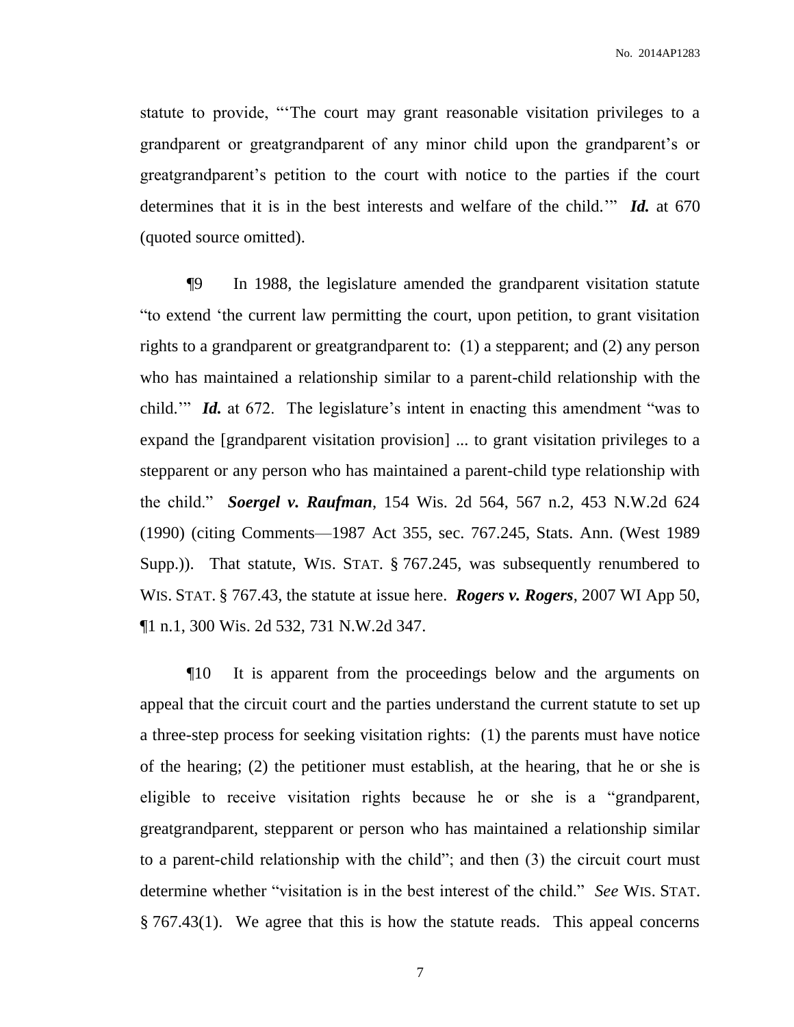statute to provide, "'The court may grant reasonable visitation privileges to a grandparent or greatgrandparent of any minor child upon the grandparent's or greatgrandparent's petition to the court with notice to the parties if the court determines that it is in the best interests and welfare of the child.'" ***Id.*** at 670 (quoted source omitted).

¶9 In 1988, the legislature amended the grandparent visitation statute "to extend 'the current law permitting the court, upon petition, to grant visitation rights to a grandparent or greatgrandparent to: (1) a stepparent; and (2) any person who has maintained a relationship similar to a parent-child relationship with the child.'" ***Id.*** at 672. The legislature's intent in enacting this amendment "was to expand the [grandparent visitation provision] ... to grant visitation privileges to a stepparent or any person who has maintained a parent-child type relationship with the child." ***Soergel v. Raufman***, 154 Wis. 2d 564, 567 n.2, 453 N.W.2d 624 (1990) (citing Comments—1987 Act 355, sec. 767.245, Stats. Ann. (West 1989 Supp.)). That statute, WIS. STAT. § 767.245, was subsequently renumbered to WIS. STAT. § 767.43, the statute at issue here. ***Rogers v. Rogers***, 2007 WI App 50, ¶1 n.1, 300 Wis. 2d 532, 731 N.W.2d 347.

¶10 It is apparent from the proceedings below and the arguments on appeal that the circuit court and the parties understand the current statute to set up a three-step process for seeking visitation rights: (1) the parents must have notice of the hearing; (2) the petitioner must establish, at the hearing, that he or she is eligible to receive visitation rights because he or she is a "grandparent, greatgrandparent, stepparent or person who has maintained a relationship similar to a parent-child relationship with the child"; and then (3) the circuit court must determine whether "visitation is in the best interest of the child." *See* WIS. STAT. § 767.43(1). We agree that this is how the statute reads. This appeal concerns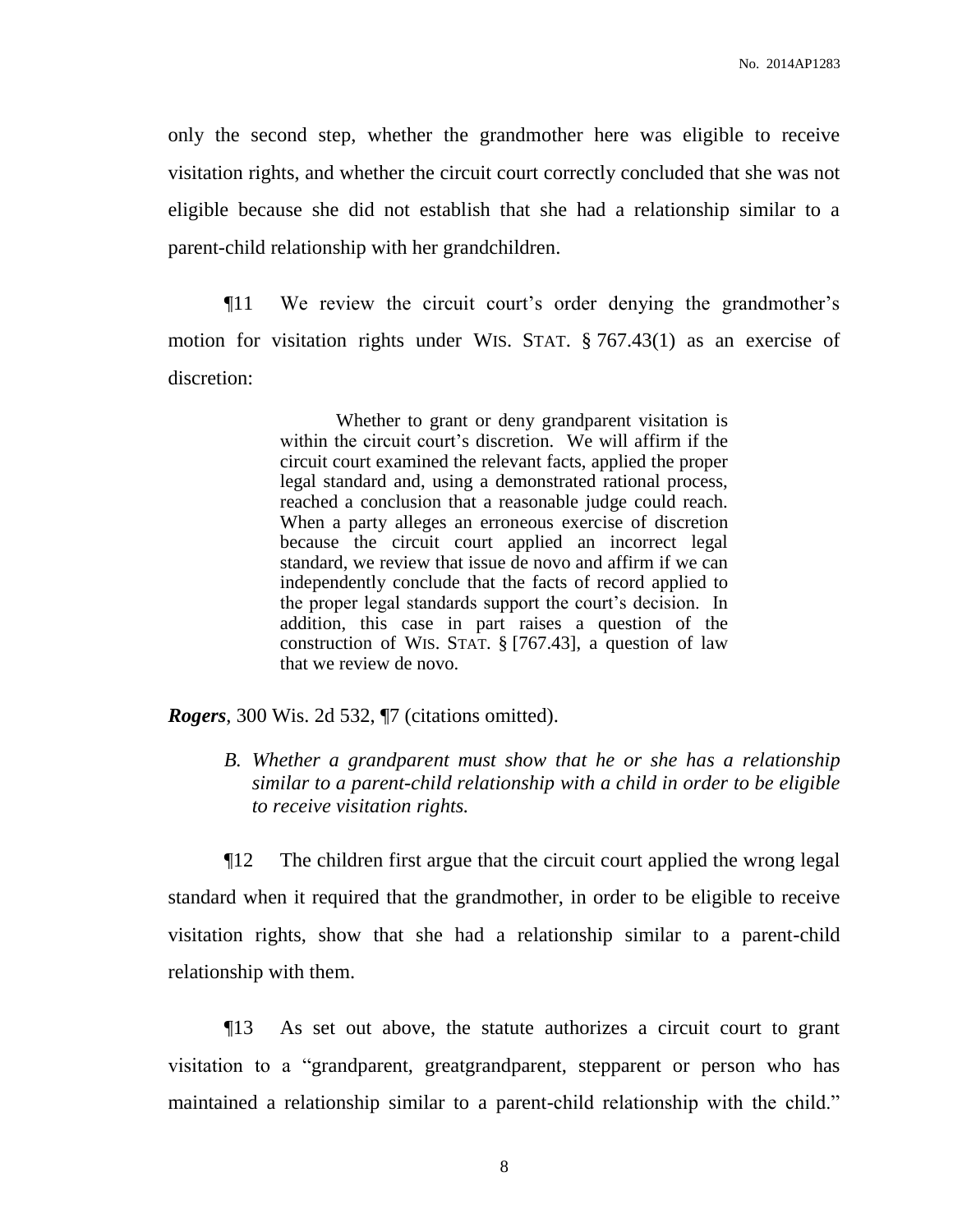only the second step, whether the grandmother here was eligible to receive visitation rights, and whether the circuit court correctly concluded that she was not eligible because she did not establish that she had a relationship similar to a parent-child relationship with her grandchildren.

¶11 We review the circuit court's order denying the grandmother's motion for visitation rights under WIS. STAT. § 767.43(1) as an exercise of discretion:

> Whether to grant or deny grandparent visitation is within the circuit court's discretion. We will affirm if the circuit court examined the relevant facts, applied the proper legal standard and, using a demonstrated rational process, reached a conclusion that a reasonable judge could reach. When a party alleges an erroneous exercise of discretion because the circuit court applied an incorrect legal standard, we review that issue de novo and affirm if we can independently conclude that the facts of record applied to the proper legal standards support the court's decision. In addition, this case in part raises a question of the construction of WIS. STAT. § [767.43], a question of law that we review de novo.

***Rogers***, 300 Wis. 2d 532, ¶7 (citations omitted).

*B. Whether a grandparent must show that he or she has a relationship similar to a parent-child relationship with a child in order to be eligible to receive visitation rights.*

¶12 The children first argue that the circuit court applied the wrong legal standard when it required that the grandmother, in order to be eligible to receive visitation rights, show that she had a relationship similar to a parent-child relationship with them.

¶13 As set out above, the statute authorizes a circuit court to grant visitation to a "grandparent, greatgrandparent, stepparent or person who has maintained a relationship similar to a parent-child relationship with the child."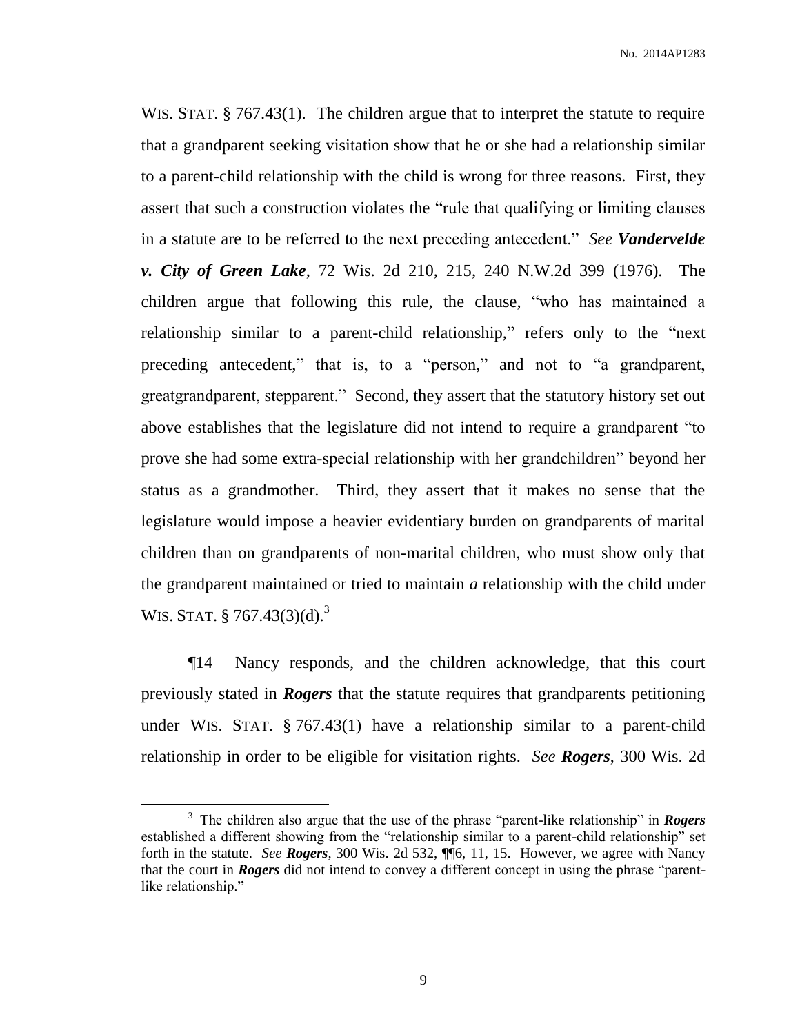WIS. STAT. § 767.43(1). The children argue that to interpret the statute to require that a grandparent seeking visitation show that he or she had a relationship similar to a parent-child relationship with the child is wrong for three reasons. First, they assert that such a construction violates the "rule that qualifying or limiting clauses in a statute are to be referred to the next preceding antecedent." *See* ***Vandervelde v. City of Green Lake***, 72 Wis. 2d 210, 215, 240 N.W.2d 399 (1976). The children argue that following this rule, the clause, "who has maintained a relationship similar to a parent-child relationship," refers only to the "next preceding antecedent," that is, to a "person," and not to "a grandparent, greatgrandparent, stepparent." Second, they assert that the statutory history set out above establishes that the legislature did not intend to require a grandparent "to prove she had some extra-special relationship with her grandchildren" beyond her status as a grandmother. Third, they assert that it makes no sense that the legislature would impose a heavier evidentiary burden on grandparents of marital children than on grandparents of non-marital children, who must show only that the grandparent maintained or tried to maintain *a* relationship with the child under WIS. STAT. § 767.43(3)(d).[3]

¶14 Nancy responds, and the children acknowledge, that this court previously stated in ***Rogers*** that the statute requires that grandparents petitioning under WIS. STAT. § 767.43(1) have a relationship similar to a parent-child relationship in order to be eligible for visitation rights. *See* ***Rogers***, 300 Wis. 2d

---

[3] The children also argue that the use of the phrase "parent-like relationship" in ***Rogers*** established a different showing from the "relationship similar to a parent-child relationship" set forth in the statute. *See* ***Rogers***, 300 Wis. 2d 532, ¶¶6, 11, 15. However, we agree with Nancy that the court in ***Rogers*** did not intend to convey a different concept in using the phrase "parent-like relationship."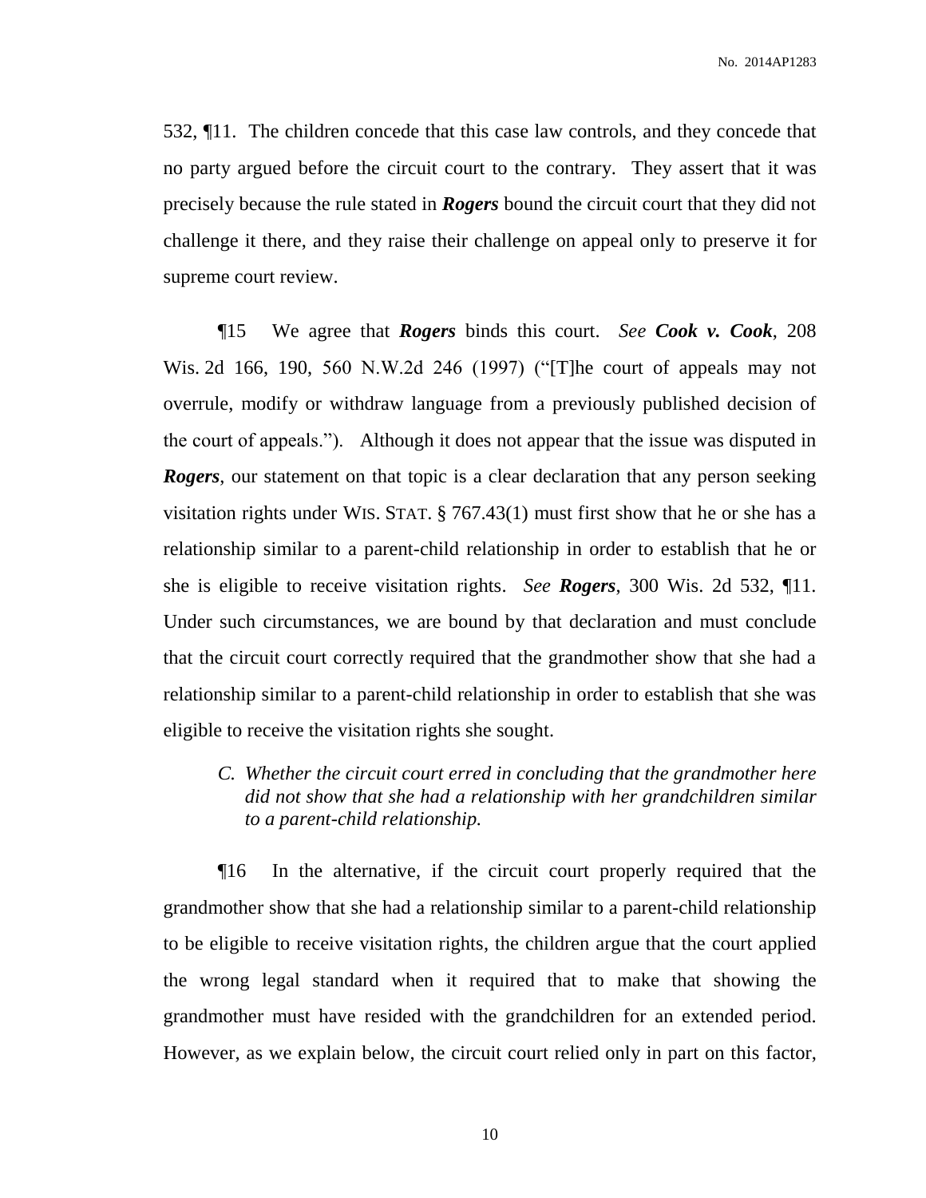532, ¶11. The children concede that this case law controls, and they concede that no party argued before the circuit court to the contrary. They assert that it was precisely because the rule stated in ***Rogers*** bound the circuit court that they did not challenge it there, and they raise their challenge on appeal only to preserve it for supreme court review.

¶15 We agree that ***Rogers*** binds this court. *See* ***Cook v. Cook***, 208 Wis. 2d 166, 190, 560 N.W.2d 246 (1997) ("[T]he court of appeals may not overrule, modify or withdraw language from a previously published decision of the court of appeals."). Although it does not appear that the issue was disputed in ***Rogers***, our statement on that topic is a clear declaration that any person seeking visitation rights under WIS. STAT. § 767.43(1) must first show that he or she has a relationship similar to a parent-child relationship in order to establish that he or she is eligible to receive visitation rights. *See* ***Rogers***, 300 Wis. 2d 532, ¶11. Under such circumstances, we are bound by that declaration and must conclude that the circuit court correctly required that the grandmother show that she had a relationship similar to a parent-child relationship in order to establish that she was eligible to receive the visitation rights she sought.

*C. Whether the circuit court erred in concluding that the grandmother here did not show that she had a relationship with her grandchildren similar to a parent-child relationship.*

¶16 In the alternative, if the circuit court properly required that the grandmother show that she had a relationship similar to a parent-child relationship to be eligible to receive visitation rights, the children argue that the court applied the wrong legal standard when it required that to make that showing the grandmother must have resided with the grandchildren for an extended period. However, as we explain below, the circuit court relied only in part on this factor,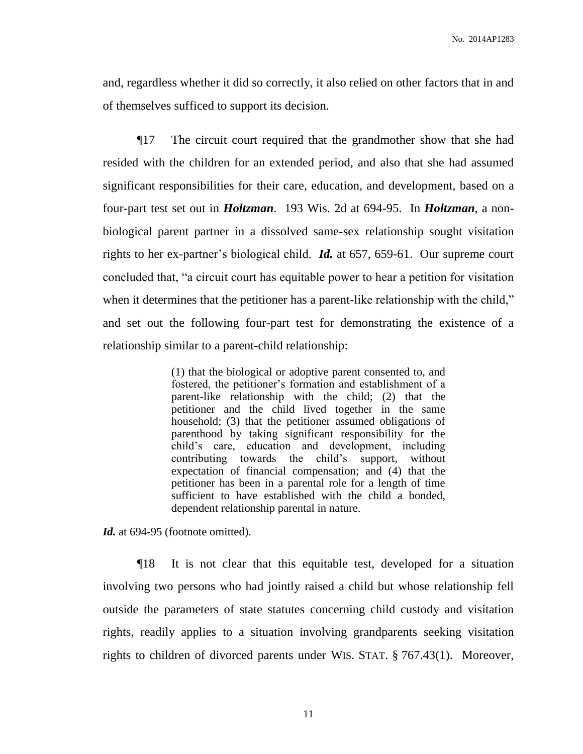and, regardless whether it did so correctly, it also relied on other factors that in and of themselves sufficed to support its decision.

¶17 The circuit court required that the grandmother show that she had resided with the children for an extended period, and also that she had assumed significant responsibilities for their care, education, and development, based on a four-part test set out in ***Holtzman***. 193 Wis. 2d at 694-95. In ***Holtzman***, a non-biological parent partner in a dissolved same-sex relationship sought visitation rights to her ex-partner's biological child. ***Id.*** at 657, 659-61. Our supreme court concluded that, "a circuit court has equitable power to hear a petition for visitation when it determines that the petitioner has a parent-like relationship with the child," and set out the following four-part test for demonstrating the existence of a relationship similar to a parent-child relationship:

> (1) that the biological or adoptive parent consented to, and fostered, the petitioner's formation and establishment of a parent-like relationship with the child; (2) that the petitioner and the child lived together in the same household; (3) that the petitioner assumed obligations of parenthood by taking significant responsibility for the child's care, education and development, including contributing towards the child's support, without expectation of financial compensation; and (4) that the petitioner has been in a parental role for a length of time sufficient to have established with the child a bonded, dependent relationship parental in nature.

***Id.*** at 694-95 (footnote omitted).

¶18 It is not clear that this equitable test, developed for a situation involving two persons who had jointly raised a child but whose relationship fell outside the parameters of state statutes concerning child custody and visitation rights, readily applies to a situation involving grandparents seeking visitation rights to children of divorced parents under WIS. STAT. § 767.43(1). Moreover,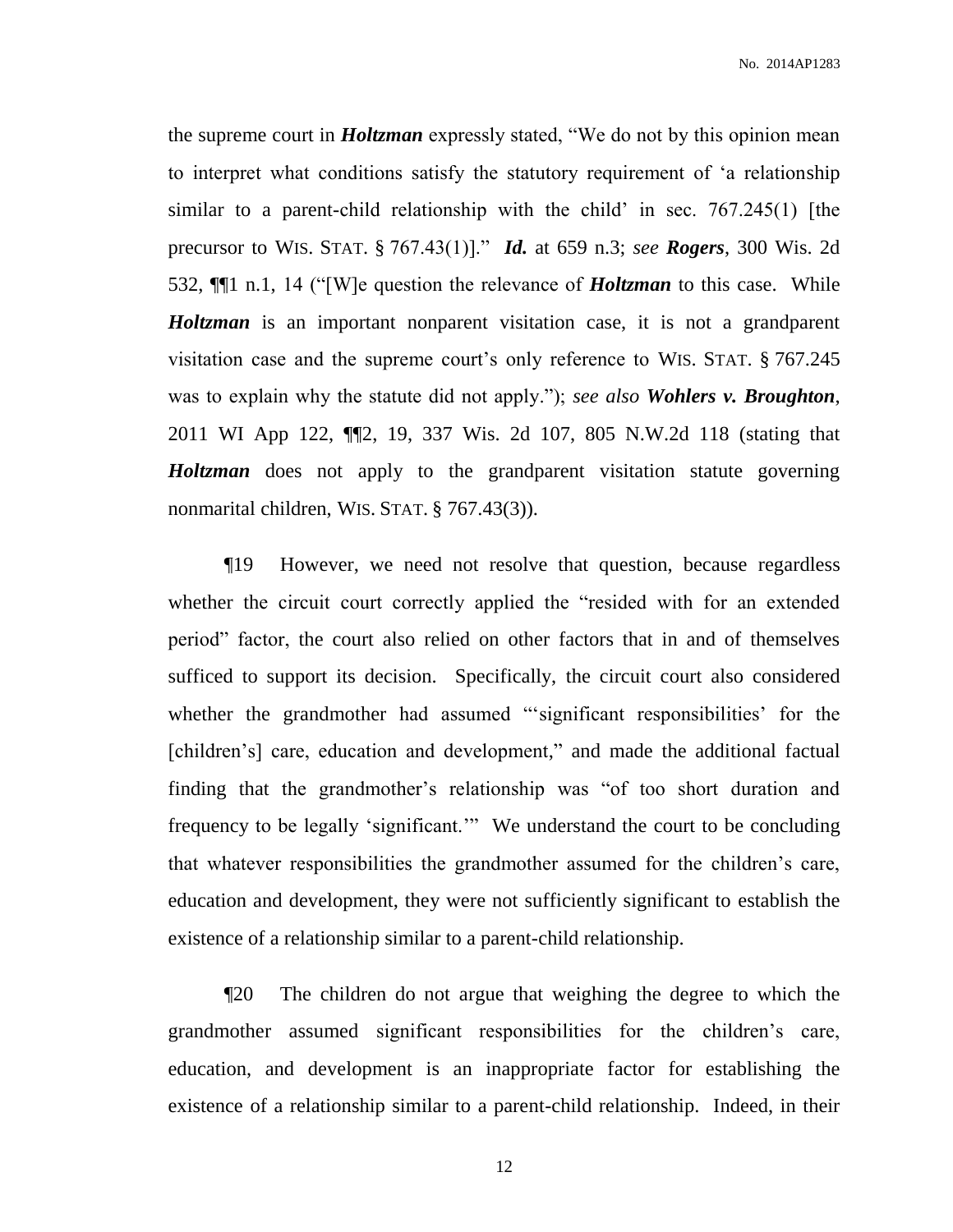the supreme court in ***Holtzman*** expressly stated, "We do not by this opinion mean to interpret what conditions satisfy the statutory requirement of 'a relationship similar to a parent-child relationship with the child' in sec. 767.245(1) [the precursor to WIS. STAT. § 767.43(1)]." ***Id.*** at 659 n.3; *see* ***Rogers***, 300 Wis. 2d 532, ¶¶1 n.1, 14 ("[W]e question the relevance of ***Holtzman*** to this case. While ***Holtzman*** is an important nonparent visitation case, it is not a grandparent visitation case and the supreme court's only reference to WIS. STAT. § 767.245 was to explain why the statute did not apply."); *see also* ***Wohlers v. Broughton***, 2011 WI App 122, ¶¶2, 19, 337 Wis. 2d 107, 805 N.W.2d 118 (stating that ***Holtzman*** does not apply to the grandparent visitation statute governing nonmarital children, WIS. STAT. § 767.43(3)).

¶19 However, we need not resolve that question, because regardless whether the circuit court correctly applied the "resided with for an extended period" factor, the court also relied on other factors that in and of themselves sufficed to support its decision. Specifically, the circuit court also considered whether the grandmother had assumed "'significant responsibilities' for the [children's] care, education and development," and made the additional factual finding that the grandmother's relationship was "of too short duration and frequency to be legally 'significant.'" We understand the court to be concluding that whatever responsibilities the grandmother assumed for the children's care, education and development, they were not sufficiently significant to establish the existence of a relationship similar to a parent-child relationship.

¶20 The children do not argue that weighing the degree to which the grandmother assumed significant responsibilities for the children's care, education, and development is an inappropriate factor for establishing the existence of a relationship similar to a parent-child relationship. Indeed, in their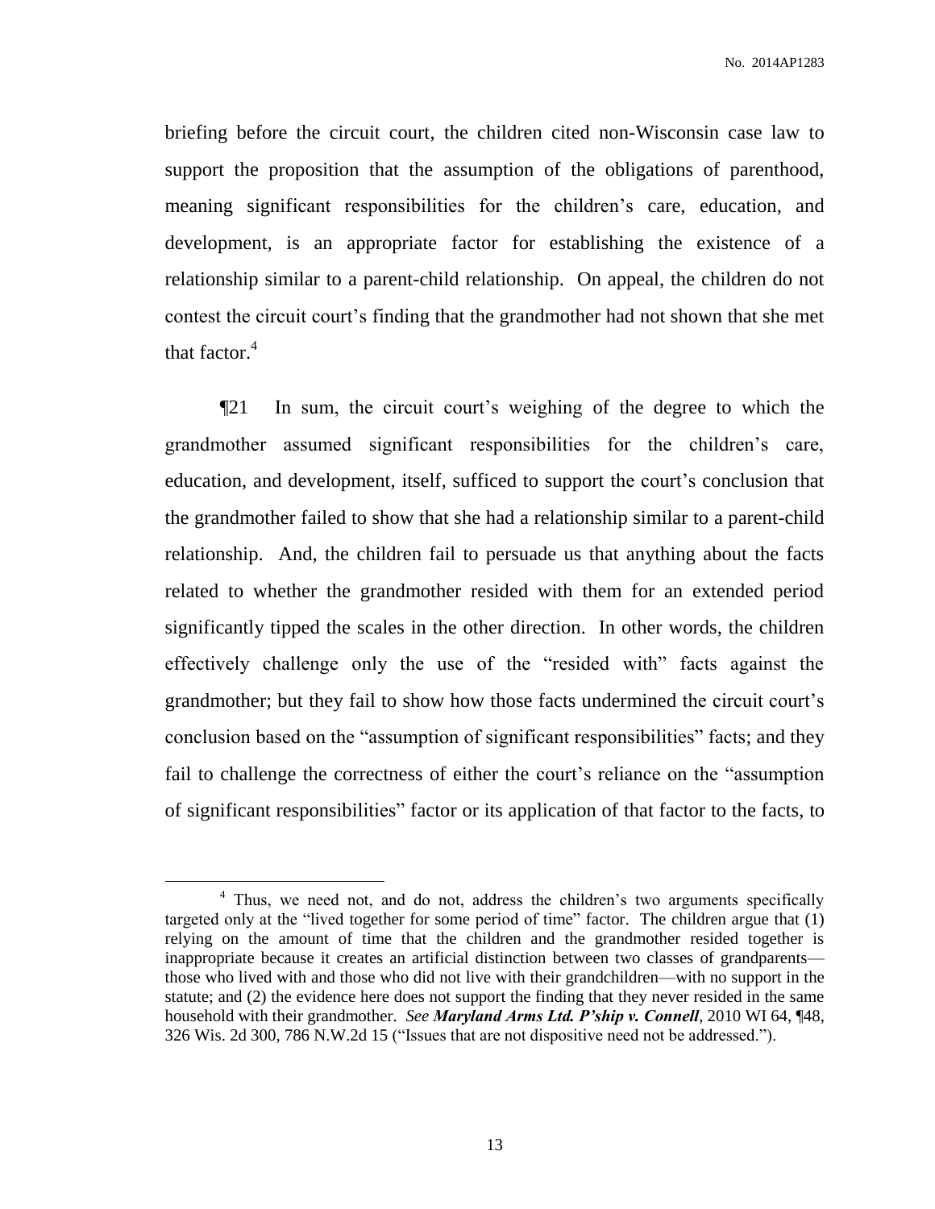briefing before the circuit court, the children cited non-Wisconsin case law to support the proposition that the assumption of the obligations of parenthood, meaning significant responsibilities for the children's care, education, and development, is an appropriate factor for establishing the existence of a relationship similar to a parent-child relationship. On appeal, the children do not contest the circuit court's finding that the grandmother had not shown that she met that factor.[4]

¶21 In sum, the circuit court's weighing of the degree to which the grandmother assumed significant responsibilities for the children's care, education, and development, itself, sufficed to support the court's conclusion that the grandmother failed to show that she had a relationship similar to a parent-child relationship. And, the children fail to persuade us that anything about the facts related to whether the grandmother resided with them for an extended period significantly tipped the scales in the other direction. In other words, the children effectively challenge only the use of the "resided with" facts against the grandmother; but they fail to show how those facts undermined the circuit court's conclusion based on the "assumption of significant responsibilities" facts; and they fail to challenge the correctness of either the court's reliance on the "assumption of significant responsibilities" factor or its application of that factor to the facts, to

---

[4] Thus, we need not, and do not, address the children's two arguments specifically targeted only at the "lived together for some period of time" factor. The children argue that (1) relying on the amount of time that the children and the grandmother resided together is inappropriate because it creates an artificial distinction between two classes of grandparents—those who lived with and those who did not live with their grandchildren—with no support in the statute; and (2) the evidence here does not support the finding that they never resided in the same household with their grandmother. *See **Maryland Arms Ltd. P'ship v. Connell***, 2010 WI 64, ¶48, 326 Wis. 2d 300, 786 N.W.2d 15 ("Issues that are not dispositive need not be addressed.").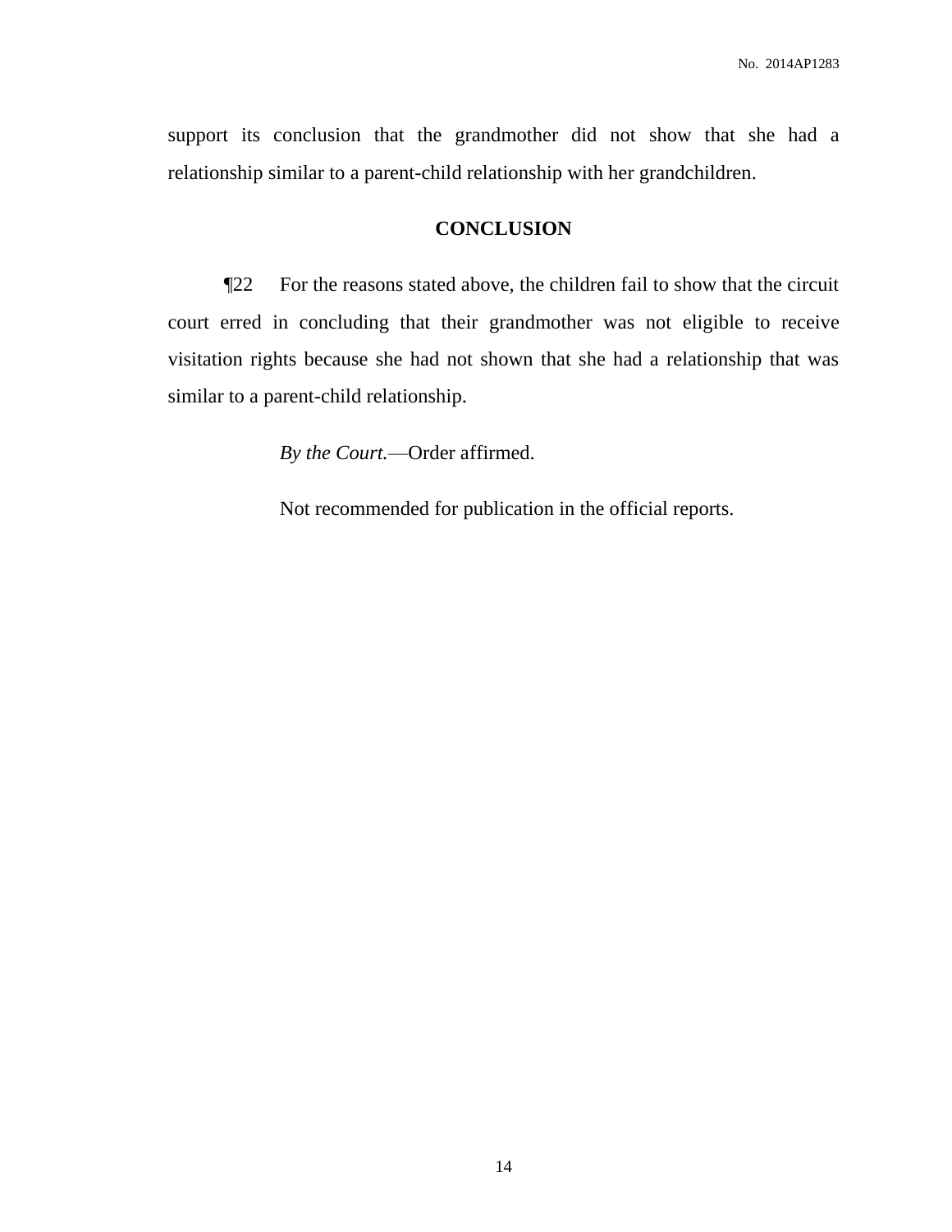support its conclusion that the grandmother did not show that she had a relationship similar to a parent-child relationship with her grandchildren.

## CONCLUSION

¶22 For the reasons stated above, the children fail to show that the circuit court erred in concluding that their grandmother was not eligible to receive visitation rights because she had not shown that she had a relationship that was similar to a parent-child relationship.

*By the Court.*—Order affirmed.

Not recommended for publication in the official reports.